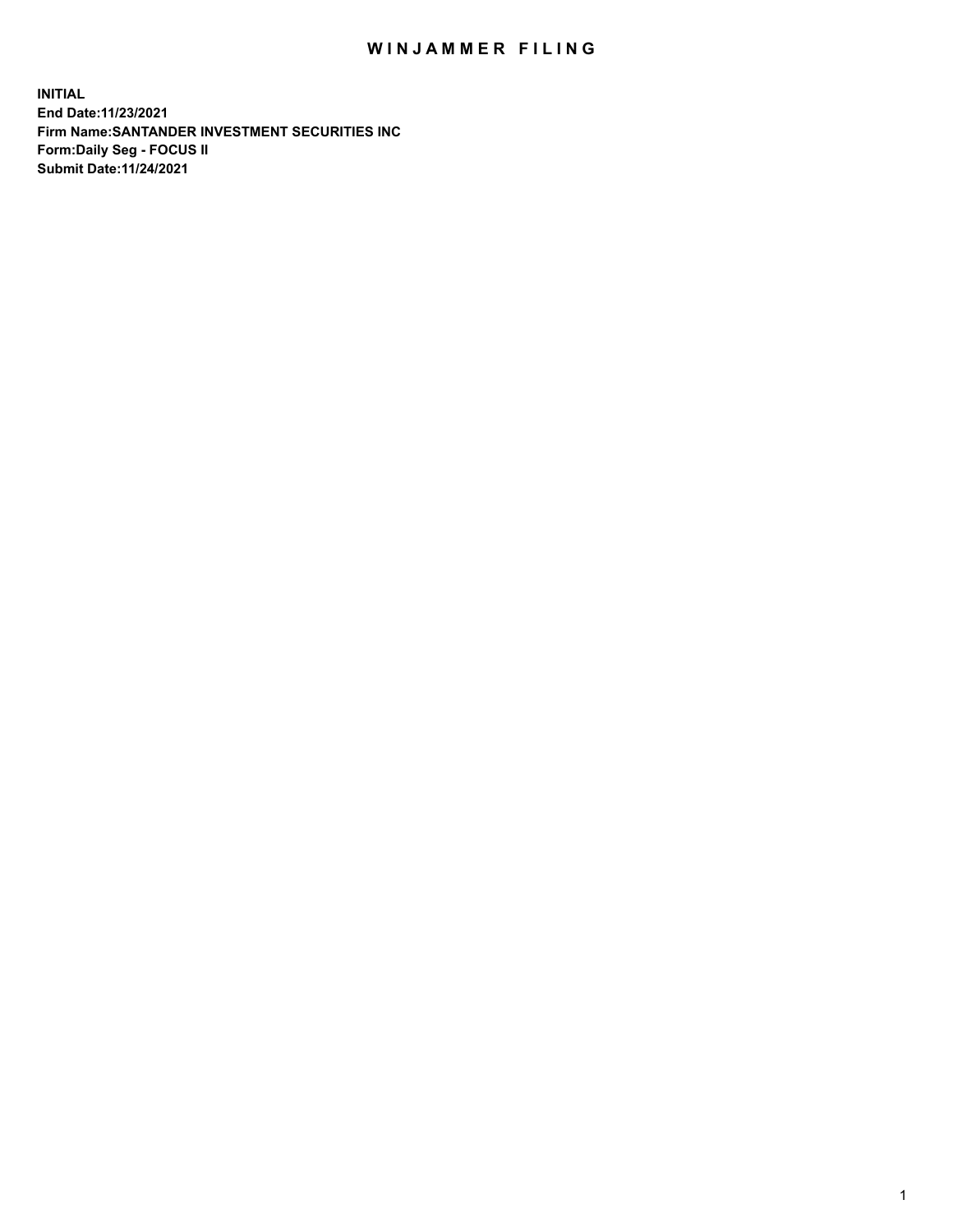# WINJAMMER FILING

**INITIAL**
**End Date:11/23/2021**
**Firm Name:SANTANDER INVESTMENT SECURITIES INC**
**Form:Daily Seg - FOCUS II**
**Submit Date:11/24/2021**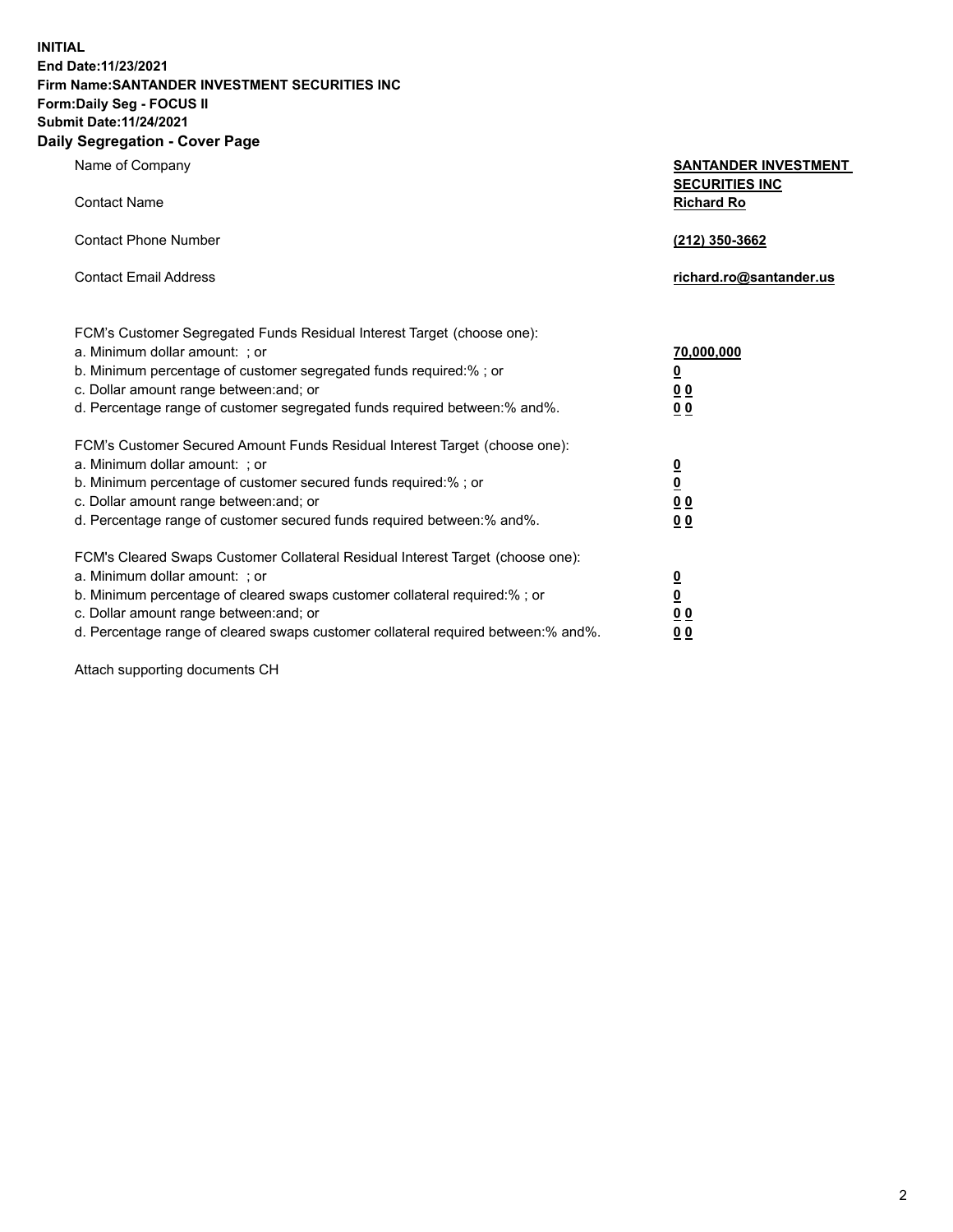**INITIAL**
**End Date:11/23/2021**
**Firm Name:SANTANDER INVESTMENT SECURITIES INC**
**Form:Daily Seg - FOCUS II**
**Submit Date:11/24/2021**

## Daily Segregation - Cover Page

| | |
|---|---|
| Name of Company | **SANTANDER INVESTMENT SECURITIES INC** |
| Contact Name | **Richard Ro** |
| Contact Phone Number | **(212) 350-3662** |
| Contact Email Address | **richard.ro@santander.us** |

| | |
|---|---|
| FCM's Customer Segregated Funds Residual Interest Target (choose one): | |
| a. Minimum dollar amount: ; or | **70,000,000** |
| b. Minimum percentage of customer segregated funds required:% ; or | **0** |
| c. Dollar amount range between:and; or | **0 0** |
| d. Percentage range of customer segregated funds required between:% and%. | **0 0** |
| FCM's Customer Secured Amount Funds Residual Interest Target (choose one): | |
| a. Minimum dollar amount: ; or | **0** |
| b. Minimum percentage of customer secured funds required:% ; or | **0** |
| c. Dollar amount range between:and; or | **0 0** |
| d. Percentage range of customer secured funds required between:% and%. | **0 0** |
| FCM's Cleared Swaps Customer Collateral Residual Interest Target (choose one): | |
| a. Minimum dollar amount: ; or | **0** |
| b. Minimum percentage of cleared swaps customer collateral required:% ; or | **0** |
| c. Dollar amount range between:and; or | **0 0** |
| d. Percentage range of cleared swaps customer collateral required between:% and%. | **0 0** |

Attach supporting documents CH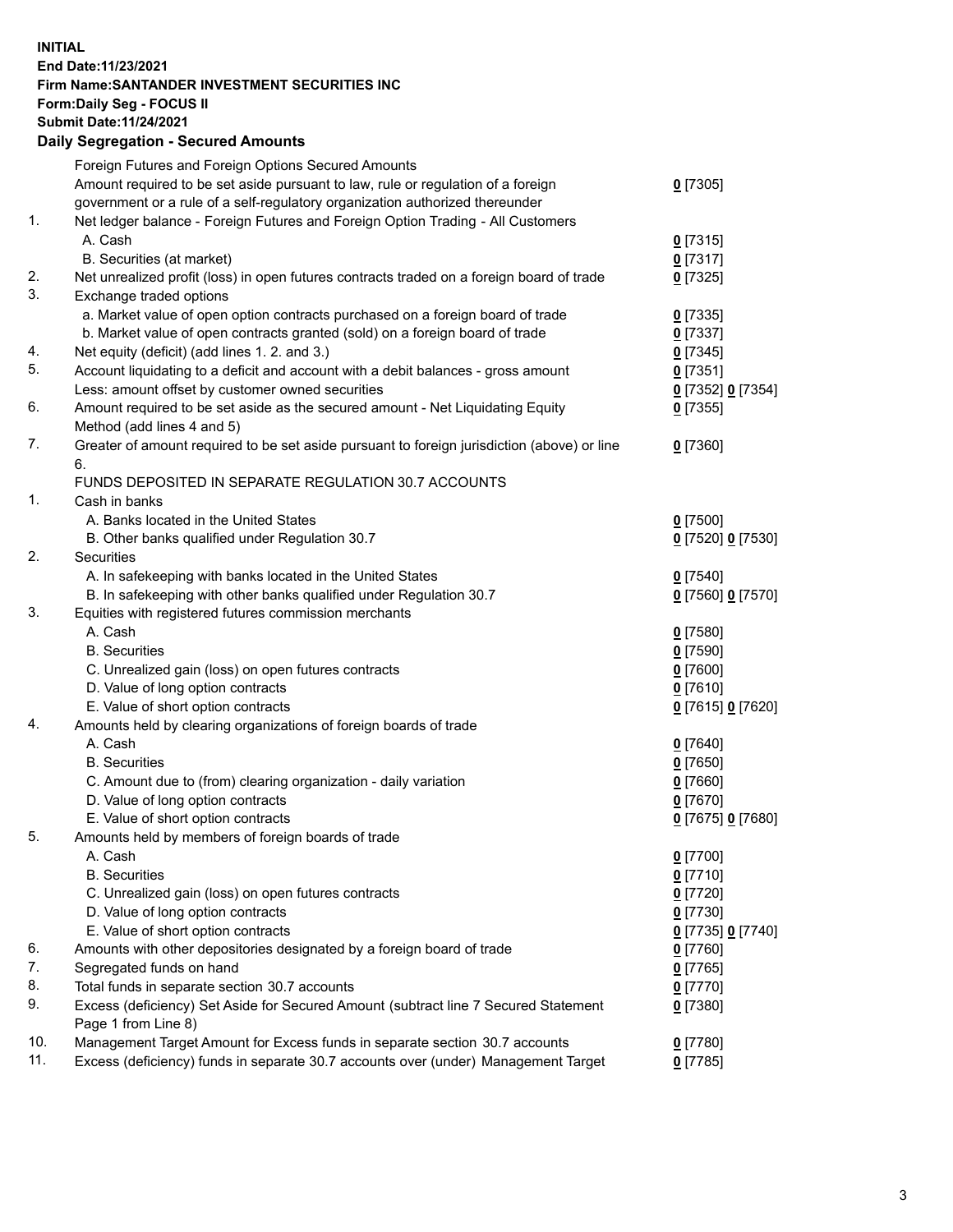**INITIAL**
**End Date:11/23/2021**
**Firm Name:SANTANDER INVESTMENT SECURITIES INC**
**Form:Daily Seg - FOCUS II**
**Submit Date:11/24/2021**

## Daily Segregation - Secured Amounts

| | | |
|---|---|---|
| | Foreign Futures and Foreign Options Secured Amounts | |
| | Amount required to be set aside pursuant to law, rule or regulation of a foreign government or a rule of a self-regulatory organization authorized thereunder | **0** [7305] |
| 1. | Net ledger balance - Foreign Futures and Foreign Option Trading - All Customers | |
| | A. Cash | **0** [7315] |
| | B. Securities (at market) | **0** [7317] |
| 2. | Net unrealized profit (loss) in open futures contracts traded on a foreign board of trade | **0** [7325] |
| 3. | Exchange traded options | |
| | a. Market value of open option contracts purchased on a foreign board of trade | **0** [7335] |
| | b. Market value of open contracts granted (sold) on a foreign board of trade | **0** [7337] |
| 4. | Net equity (deficit) (add lines 1. 2. and 3.) | **0** [7345] |
| 5. | Account liquidating to a deficit and account with a debit balances - gross amount | **0** [7351] |
| | Less: amount offset by customer owned securities | **0** [7352] **0** [7354] |
| 6. | Amount required to be set aside as the secured amount - Net Liquidating Equity Method (add lines 4 and 5) | **0** [7355] |
| 7. | Greater of amount required to be set aside pursuant to foreign jurisdiction (above) or line 6. | **0** [7360] |
| | FUNDS DEPOSITED IN SEPARATE REGULATION 30.7 ACCOUNTS | |
| 1. | Cash in banks | |
| | A. Banks located in the United States | **0** [7500] |
| | B. Other banks qualified under Regulation 30.7 | **0** [7520] **0** [7530] |
| 2. | Securities | |
| | A. In safekeeping with banks located in the United States | **0** [7540] |
| | B. In safekeeping with other banks qualified under Regulation 30.7 | **0** [7560] **0** [7570] |
| 3. | Equities with registered futures commission merchants | |
| | A. Cash | **0** [7580] |
| | B. Securities | **0** [7590] |
| | C. Unrealized gain (loss) on open futures contracts | **0** [7600] |
| | D. Value of long option contracts | **0** [7610] |
| | E. Value of short option contracts | **0** [7615] **0** [7620] |
| 4. | Amounts held by clearing organizations of foreign boards of trade | |
| | A. Cash | **0** [7640] |
| | B. Securities | **0** [7650] |
| | C. Amount due to (from) clearing organization - daily variation | **0** [7660] |
| | D. Value of long option contracts | **0** [7670] |
| | E. Value of short option contracts | **0** [7675] **0** [7680] |
| 5. | Amounts held by members of foreign boards of trade | |
| | A. Cash | **0** [7700] |
| | B. Securities | **0** [7710] |
| | C. Unrealized gain (loss) on open futures contracts | **0** [7720] |
| | D. Value of long option contracts | **0** [7730] |
| | E. Value of short option contracts | **0** [7735] **0** [7740] |
| 6. | Amounts with other depositories designated by a foreign board of trade | **0** [7760] |
| 7. | Segregated funds on hand | **0** [7765] |
| 8. | Total funds in separate section 30.7 accounts | **0** [7770] |
| 9. | Excess (deficiency) Set Aside for Secured Amount (subtract line 7 Secured Statement Page 1 from Line 8) | **0** [7380] |
| 10. | Management Target Amount for Excess funds in separate section 30.7 accounts | **0** [7780] |
| 11. | Excess (deficiency) funds in separate 30.7 accounts over (under) Management Target | **0** [7785] |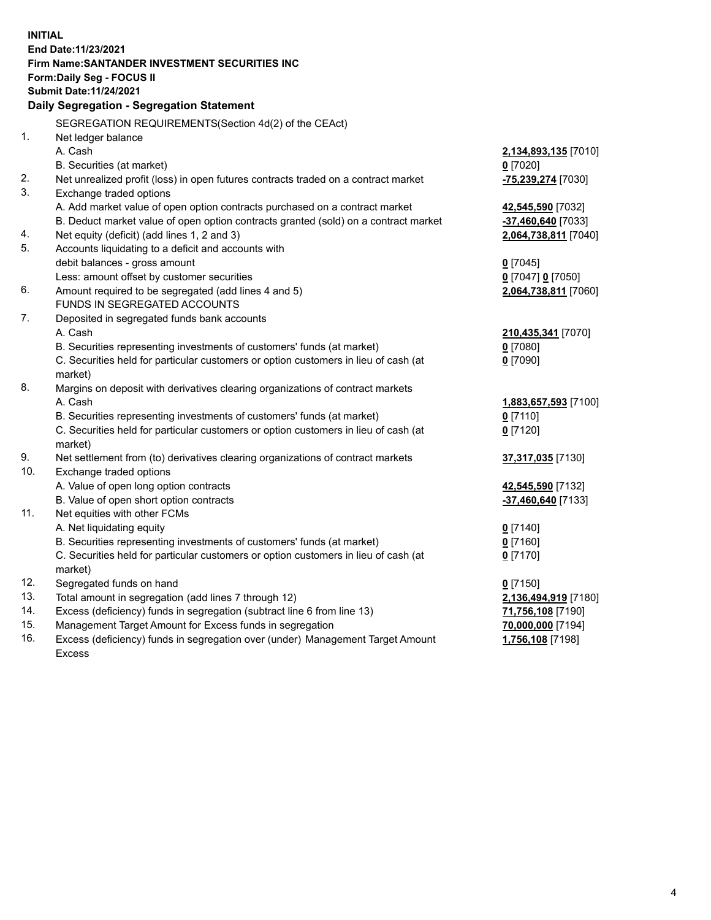**INITIAL**
**End Date:11/23/2021**
**Firm Name:SANTANDER INVESTMENT SECURITIES INC**
**Form:Daily Seg - FOCUS II**
**Submit Date:11/24/2021**

### Daily Segregation - Segregation Statement

| | | |
|---|---|---|
| | SEGREGATION REQUIREMENTS(Section 4d(2) of the CEAct) | |
| 1. | Net ledger balance | |
| | A. Cash | **2,134,893,135** [7010] |
| | B. Securities (at market) | **0** [7020] |
| 2. | Net unrealized profit (loss) in open futures contracts traded on a contract market | **-75,239,274** [7030] |
| 3. | Exchange traded options | |
| | A. Add market value of open option contracts purchased on a contract market | **42,545,590** [7032] |
| | B. Deduct market value of open option contracts granted (sold) on a contract market | **-37,460,640** [7033] |
| 4. | Net equity (deficit) (add lines 1, 2 and 3) | **2,064,738,811** [7040] |
| 5. | Accounts liquidating to a deficit and accounts with debit balances - gross amount | **0** [7045] |
| | Less: amount offset by customer securities | **0** [7047] **0** [7050] |
| 6. | Amount required to be segregated (add lines 4 and 5) | **2,064,738,811** [7060] |
| | FUNDS IN SEGREGATED ACCOUNTS | |
| 7. | Deposited in segregated funds bank accounts | |
| | A. Cash | **210,435,341** [7070] |
| | B. Securities representing investments of customers' funds (at market) | **0** [7080] |
| | C. Securities held for particular customers or option customers in lieu of cash (at market) | **0** [7090] |
| 8. | Margins on deposit with derivatives clearing organizations of contract markets | |
| | A. Cash | **1,883,657,593** [7100] |
| | B. Securities representing investments of customers' funds (at market) | **0** [7110] |
| | C. Securities held for particular customers or option customers in lieu of cash (at market) | **0** [7120] |
| 9. | Net settlement from (to) derivatives clearing organizations of contract markets | **37,317,035** [7130] |
| 10. | Exchange traded options | |
| | A. Value of open long option contracts | **42,545,590** [7132] |
| | B. Value of open short option contracts | **-37,460,640** [7133] |
| 11. | Net equities with other FCMs | |
| | A. Net liquidating equity | **0** [7140] |
| | B. Securities representing investments of customers' funds (at market) | **0** [7160] |
| | C. Securities held for particular customers or option customers in lieu of cash (at market) | **0** [7170] |
| 12. | Segregated funds on hand | **0** [7150] |
| 13. | Total amount in segregation (add lines 7 through 12) | **2,136,494,919** [7180] |
| 14. | Excess (deficiency) funds in segregation (subtract line 6 from line 13) | **71,756,108** [7190] |
| 15. | Management Target Amount for Excess funds in segregation | **70,000,000** [7194] |
| 16. | Excess (deficiency) funds in segregation over (under) Management Target Amount Excess | **1,756,108** [7198] |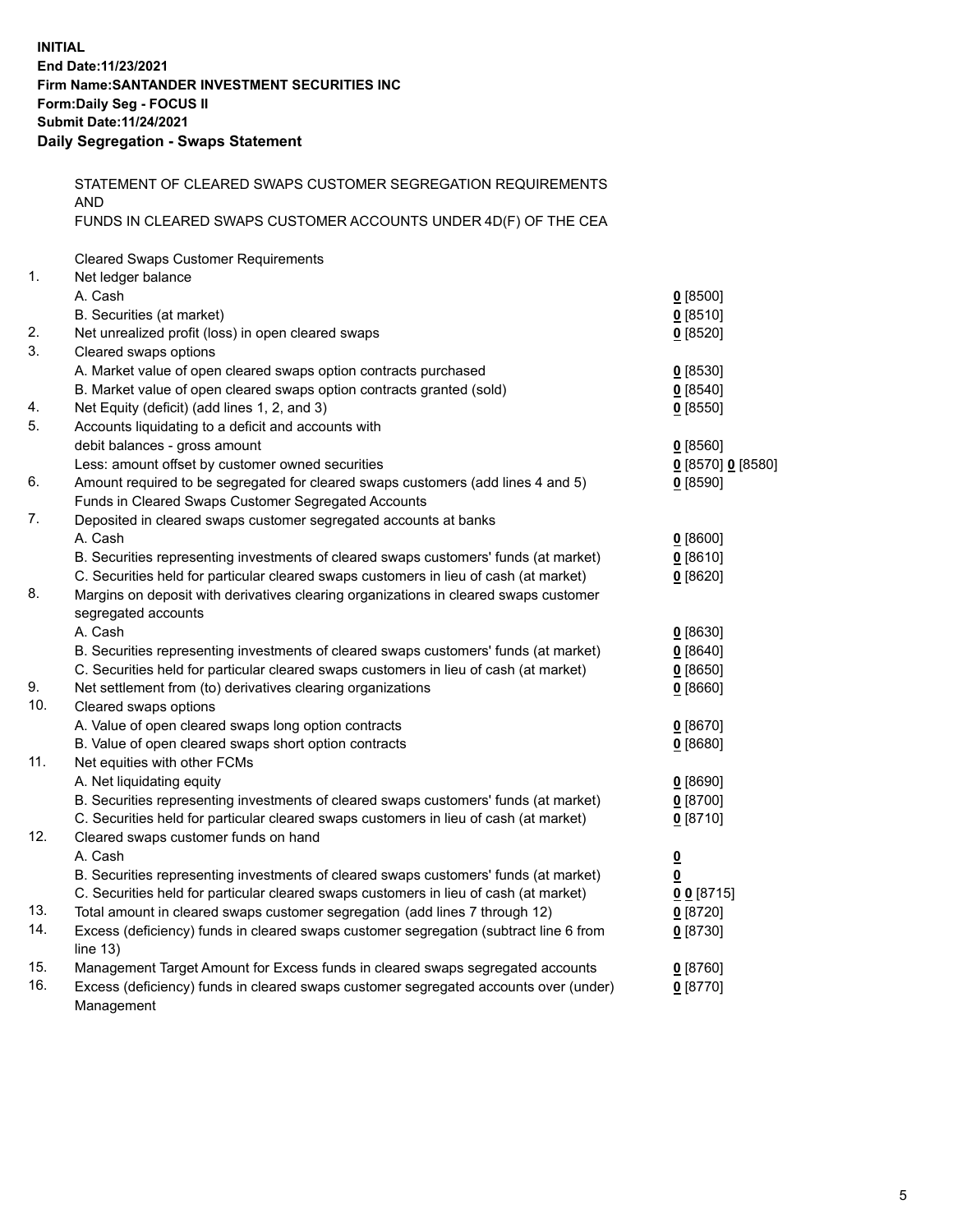**INITIAL**
**End Date:11/23/2021**
**Firm Name:SANTANDER INVESTMENT SECURITIES INC**
**Form:Daily Seg - FOCUS II**
**Submit Date:11/24/2021**
**Daily Segregation - Swaps Statement**

STATEMENT OF CLEARED SWAPS CUSTOMER SEGREGATION REQUIREMENTS AND FUNDS IN CLEARED SWAPS CUSTOMER ACCOUNTS UNDER 4D(F) OF THE CEA

| | | |
|---|---|---|
| | Cleared Swaps Customer Requirements | |
| 1. | Net ledger balance | |
| | A. Cash | 0 [8500] |
| | B. Securities (at market) | 0 [8510] |
| 2. | Net unrealized profit (loss) in open cleared swaps | 0 [8520] |
| 3. | Cleared swaps options | |
| | A. Market value of open cleared swaps option contracts purchased | 0 [8530] |
| | B. Market value of open cleared swaps option contracts granted (sold) | 0 [8540] |
| 4. | Net Equity (deficit) (add lines 1, 2, and 3) | 0 [8550] |
| 5. | Accounts liquidating to a deficit and accounts with debit balances - gross amount | 0 [8560] |
| | Less: amount offset by customer owned securities | 0 [8570] 0 [8580] |
| 6. | Amount required to be segregated for cleared swaps customers (add lines 4 and 5) | 0 [8590] |
| | Funds in Cleared Swaps Customer Segregated Accounts | |
| 7. | Deposited in cleared swaps customer segregated accounts at banks | |
| | A. Cash | 0 [8600] |
| | B. Securities representing investments of cleared swaps customers' funds (at market) | 0 [8610] |
| | C. Securities held for particular cleared swaps customers in lieu of cash (at market) | 0 [8620] |
| 8. | Margins on deposit with derivatives clearing organizations in cleared swaps customer segregated accounts | |
| | A. Cash | 0 [8630] |
| | B. Securities representing investments of cleared swaps customers' funds (at market) | 0 [8640] |
| | C. Securities held for particular cleared swaps customers in lieu of cash (at market) | 0 [8650] |
| 9. | Net settlement from (to) derivatives clearing organizations | 0 [8660] |
| 10. | Cleared swaps options | |
| | A. Value of open cleared swaps long option contracts | 0 [8670] |
| | B. Value of open cleared swaps short option contracts | 0 [8680] |
| 11. | Net equities with other FCMs | |
| | A. Net liquidating equity | 0 [8690] |
| | B. Securities representing investments of cleared swaps customers' funds (at market) | 0 [8700] |
| | C. Securities held for particular cleared swaps customers in lieu of cash (at market) | 0 [8710] |
| 12. | Cleared swaps customer funds on hand | |
| | A. Cash | 0 |
| | B. Securities representing investments of cleared swaps customers' funds (at market) | 0 |
| | C. Securities held for particular cleared swaps customers in lieu of cash (at market) | 0 0 [8715] |
| 13. | Total amount in cleared swaps customer segregation (add lines 7 through 12) | 0 [8720] |
| 14. | Excess (deficiency) funds in cleared swaps customer segregation (subtract line 6 from line 13) | 0 [8730] |
| 15. | Management Target Amount for Excess funds in cleared swaps segregated accounts | 0 [8760] |
| 16. | Excess (deficiency) funds in cleared swaps customer segregated accounts over (under) Management | 0 [8770] |